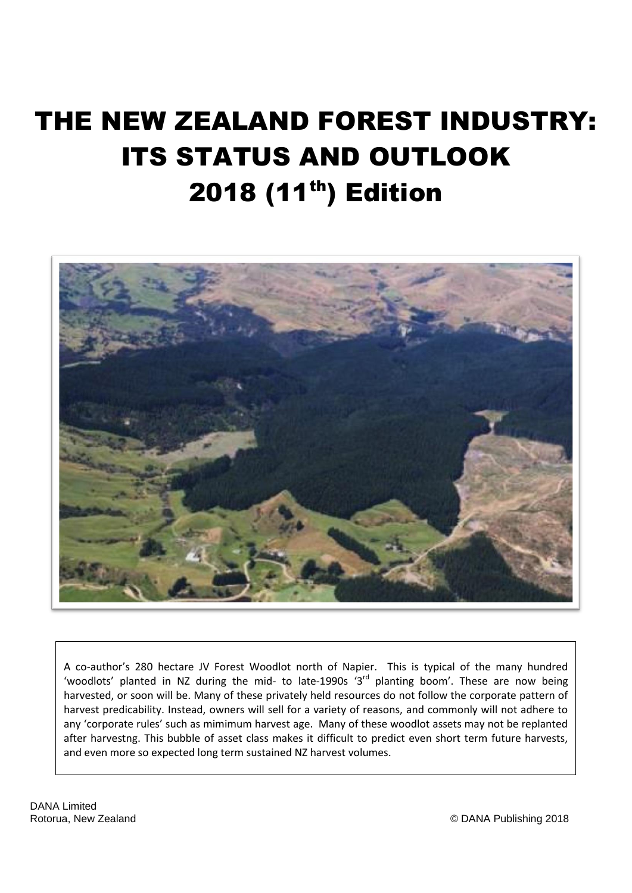# THE NEW ZEALAND FOREST INDUSTRY: ITS STATUS AND OUTLOOK 2018 (11th) Edition

A co-author's 280 hectare JV Forest Woodlot north of Napier. This is typical of the many hundred 'woodlots' planted in NZ during the mid- to late-1990s '3rd planting boom'. These are now being harvested, or soon will be. Many of these privately held resources do not follow the corporate pattern of harvest predicability. Instead, owners will sell for a variety of reasons, and commonly will not adhere to any 'corporate rules' such as mimimum harvest age. Many of these woodlot assets may not be replanted after harvestng. This bubble of asset class makes it difficult to predict even short term future harvests, and even more so expected long term sustained NZ harvest volumes.

DANA Limited
Rotorua, New Zealand

© DANA Publishing 2018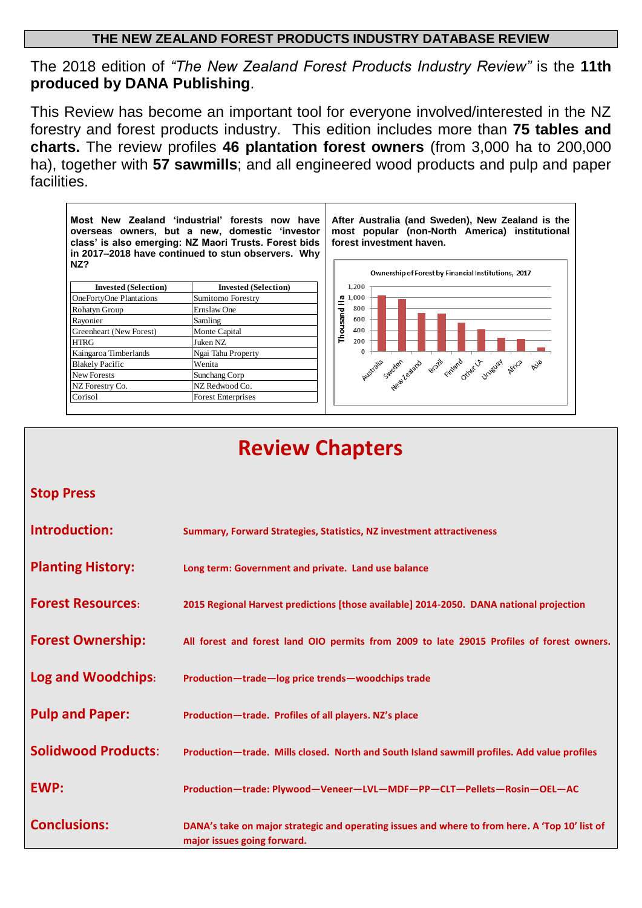## THE NEW ZEALAND FOREST PRODUCTS INDUSTRY DATABASE REVIEW

The 2018 edition of *"The New Zealand Forest Products Industry Review"* is the **11th produced by DANA Publishing**.

This Review has become an important tool for everyone involved/interested in the NZ forestry and forest products industry. This edition includes more than **75 tables and charts.** The review profiles **46 plantation forest owners** (from 3,000 ha to 200,000 ha), together with **57 sawmills**; and all engineered wood products and pulp and paper facilities.

**Most New Zealand 'industrial' forests now have overseas owners, but a new, domestic 'investor class' is also emerging: NZ Maori Trusts. Forest bids in 2017–2018 have continued to stun observers. Why NZ?**

| Invested (Selection) | Invested (Selection) |
|---|---|
| OneFortyOne Plantations | Sumitomo Forestry |
| Rohatyn Group | Ernslaw One |
| Rayonier | Samling |
| Greenheart (New Forest) | Monte Capital |
| HTRG | Juken NZ |
| Kaingaroa Timberlands | Ngai Tahu Property |
| Blakely Pacific | Wenita |
| New Forests | Sunchang Corp |
| NZ Forestry Co. | NZ Redwood Co. |
| Corisol | Forest Enterprises |

**After Australia (and Sweden), New Zealand is the most popular (non-North America) institutional forest investment haven.**

Ownership of Forest by Financial Institutions, 2017

| Region | Thousand Ha (approx.) |
|---|---|
| Australia | 1,030 |
| Sweden | 970 |
| New Zealand | 720 |
| Brazil | 700 |
| Finland | 540 |
| Other LA | 410 |
| Uruguay | 250 |
| Africa | 230 |
| Asia | 70 |

# Review Chapters

**Stop Press**

**Introduction:** Summary, Forward Strategies, Statistics, NZ investment attractiveness

**Planting History:** Long term: Government and private. Land use balance

**Forest Resources:** 2015 Regional Harvest predictions [those available] 2014-2050. DANA national projection

**Forest Ownership:** All forest and forest land OIO permits from 2009 to late 29015 Profiles of forest owners.

**Log and Woodchips:** Production—trade—log price trends—woodchips trade

**Pulp and Paper:** Production—trade. Profiles of all players. NZ's place

**Solidwood Products:** Production—trade. Mills closed. North and South Island sawmill profiles. Add value profiles

**EWP:** Production—trade: Plywood—Veneer—LVL—MDF—PP—CLT—Pellets—Rosin—OEL—AC

**Conclusions:** DANA's take on major strategic and operating issues and where to from here. A 'Top 10' list of major issues going forward.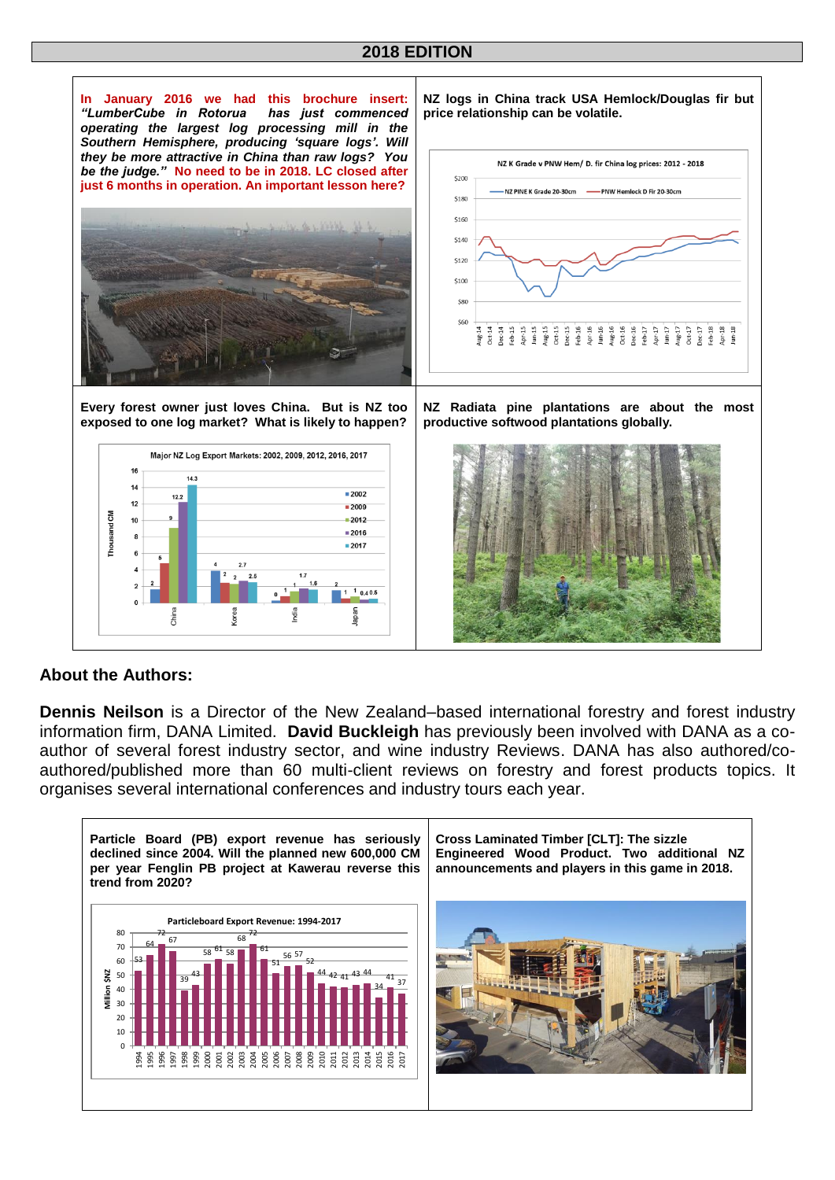## 2018 EDITION

**In January 2016 we had this brochure insert: *"LumberCube in Rotorua has just commenced operating the largest log processing mill in the Southern Hemisphere, producing 'square logs'. Will they be more attractive in China than raw logs? You be the judge."* No need to be in 2018. LC closed after just 6 months in operation. An important lesson here?**

**NZ logs in China track USA Hemlock/Douglas fir but price relationship can be volatile.**

NZ K Grade v PNW Hem/ D. fir China log prices: 2012 - 2018

**Every forest owner just loves China. But is NZ too exposed to one log market? What is likely to happen?**

Major NZ Log Export Markets: 2002, 2009, 2012, 2016, 2017

| Market | 2002 | 2009 | 2012 | 2016 | 2017 |
|---|---|---|---|---|---|
| China | 2 | 5 | 9 | 12.2 | 14.3 |
| Korea | 4 | 2 | 2 | 2.7 | 2.5 |
| India | 0 | 1 | 1 | 1.7 | 1.6 |
| Japan | 2 | 1 | 1 | 0.4 | 0.5 |

(Thousand CM)

**NZ Radiata pine plantations are about the most productive softwood plantations globally.**

### About the Authors:

**Dennis Neilson** is a Director of the New Zealand–based international forestry and forest industry information firm, DANA Limited. **David Buckleigh** has previously been involved with DANA as a co-author of several forest industry sector, and wine industry Reviews. DANA has also authored/co-authored/published more than 60 multi-client reviews on forestry and forest products topics. It organises several international conferences and industry tours each year.

**Particle Board (PB) export revenue has seriously declined since 2004. Will the planned new 600,000 CM per year Fenglin PB project at Kawerau reverse this trend from 2020?**

Particleboard Export Revenue: 1994-2017

| Year | Million $NZ |
|---|---|
| 1994 | 53 |
| 1995 | 64 |
| 1996 | 72 |
| 1997 | 67 |
| 1998 | 39 |
| 1999 | 43 |
| 2000 | 58 |
| 2001 | 61 |
| 2002 | 58 |
| 2003 | 68 |
| 2004 | 72 |
| 2005 | 61 |
| 2006 | 51 |
| 2007 | 56 |
| 2008 | 57 |
| 2009 | 52 |
| 2010 | 44 |
| 2011 | 42 |
| 2012 | 41 |
| 2013 | 43 |
| 2014 | 44 |
| 2015 | 34 |
| 2016 | 41 |
| 2017 | 37 |

**Cross Laminated Timber [CLT]: The sizzle Engineered Wood Product. Two additional NZ announcements and players in this game in 2018.**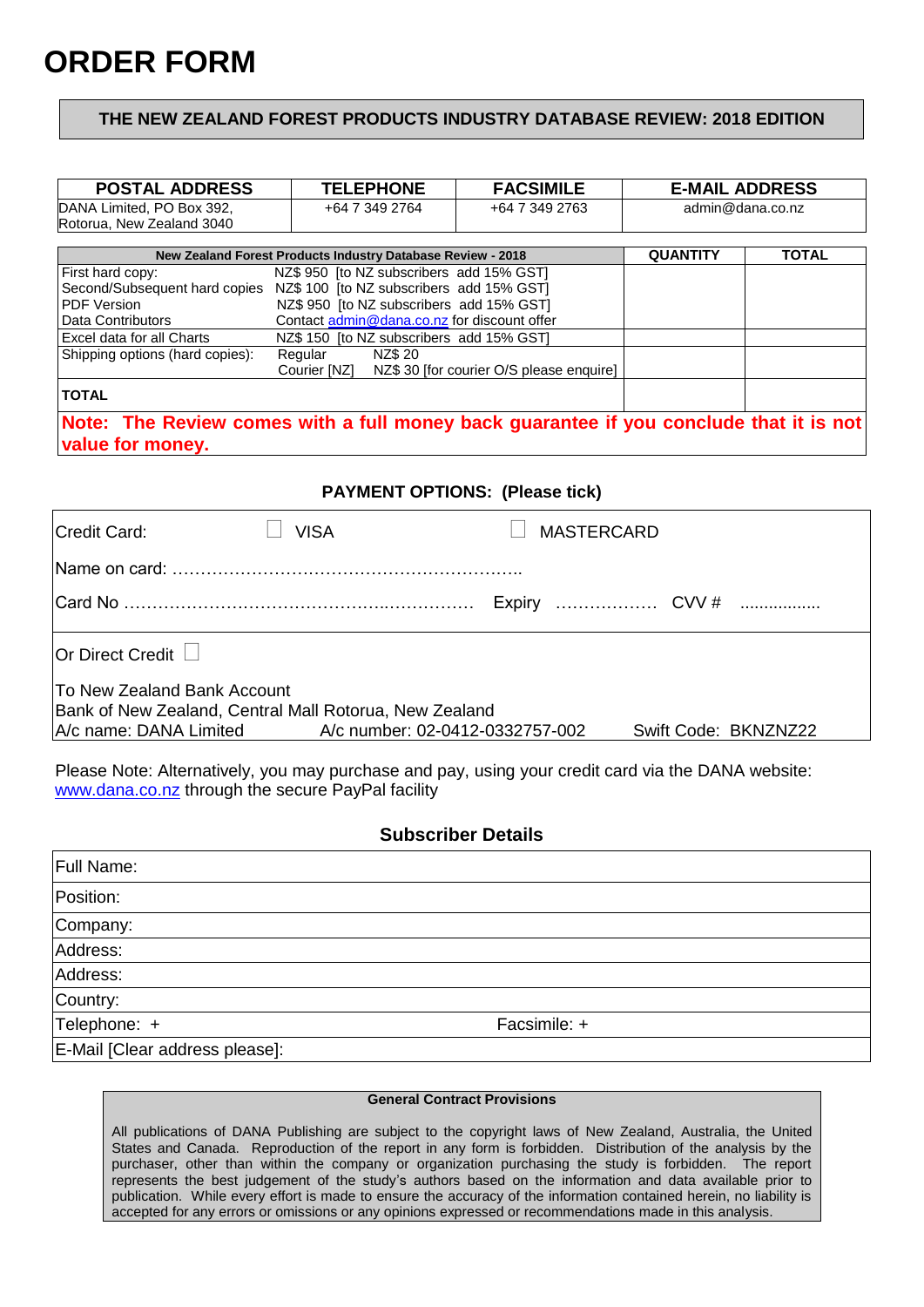# ORDER FORM

**THE NEW ZEALAND FOREST PRODUCTS INDUSTRY DATABASE REVIEW: 2018 EDITION**

| POSTAL ADDRESS | TELEPHONE | FACSIMILE | E-MAIL ADDRESS |
|---|---|---|---|
| DANA Limited, PO Box 392, Rotorua, New Zealand 3040 | +64 7 349 2764 | +64 7 349 2763 | admin@dana.co.nz |

| New Zealand Forest Products Industry Database Review - 2018 | | QUANTITY | TOTAL |
|---|---|---|---|
| First hard copy:<br>Second/Subsequent hard copies<br>PDF Version<br>Data Contributors | NZ$ 950 [to NZ subscribers add 15% GST]<br>NZ$ 100 [to NZ subscribers add 15% GST]<br>NZ$ 950 [to NZ subscribers add 15% GST]<br>Contact admin@dana.co.nz for discount offer | | |
| Excel data for all Charts | NZ$ 150 [to NZ subscribers add 15% GST] | | |
| Shipping options (hard copies): | Regular NZ$ 20<br>Courier [NZ] NZ$ 30 [for courier O/S please enquire] | | |
| **TOTAL** | | | |

**Note: The Review comes with a full money back guarantee if you conclude that it is not value for money.**

**PAYMENT OPTIONS: (Please tick)**

Credit Card: ☐ VISA ☐ MASTERCARD

Name on card: ……………………………………………………..

Card No …………………………………..……………. Expiry ……………… CVV # ................

Or Direct Credit ☐

To New Zealand Bank Account
Bank of New Zealand, Central Mall Rotorua, New Zealand
A/c name: DANA Limited A/c number: 02-0412-0332757-002 Swift Code: BKNZNZ22

Please Note: Alternatively, you may purchase and pay, using your credit card via the DANA website: www.dana.co.nz through the secure PayPal facility

**Subscriber Details**

| | |
|---|---|
| Full Name: | |
| Position: | |
| Company: | |
| Address: | |
| Address: | |
| Country: | |
| Telephone: + | Facsimile: + |
| E-Mail [Clear address please]: | |

**General Contract Provisions**

All publications of DANA Publishing are subject to the copyright laws of New Zealand, Australia, the United States and Canada. Reproduction of the report in any form is forbidden. Distribution of the analysis by the purchaser, other than within the company or organization purchasing the study is forbidden. The report represents the best judgement of the study's authors based on the information and data available prior to publication. While every effort is made to ensure the accuracy of the information contained herein, no liability is accepted for any errors or omissions or any opinions expressed or recommendations made in this analysis.